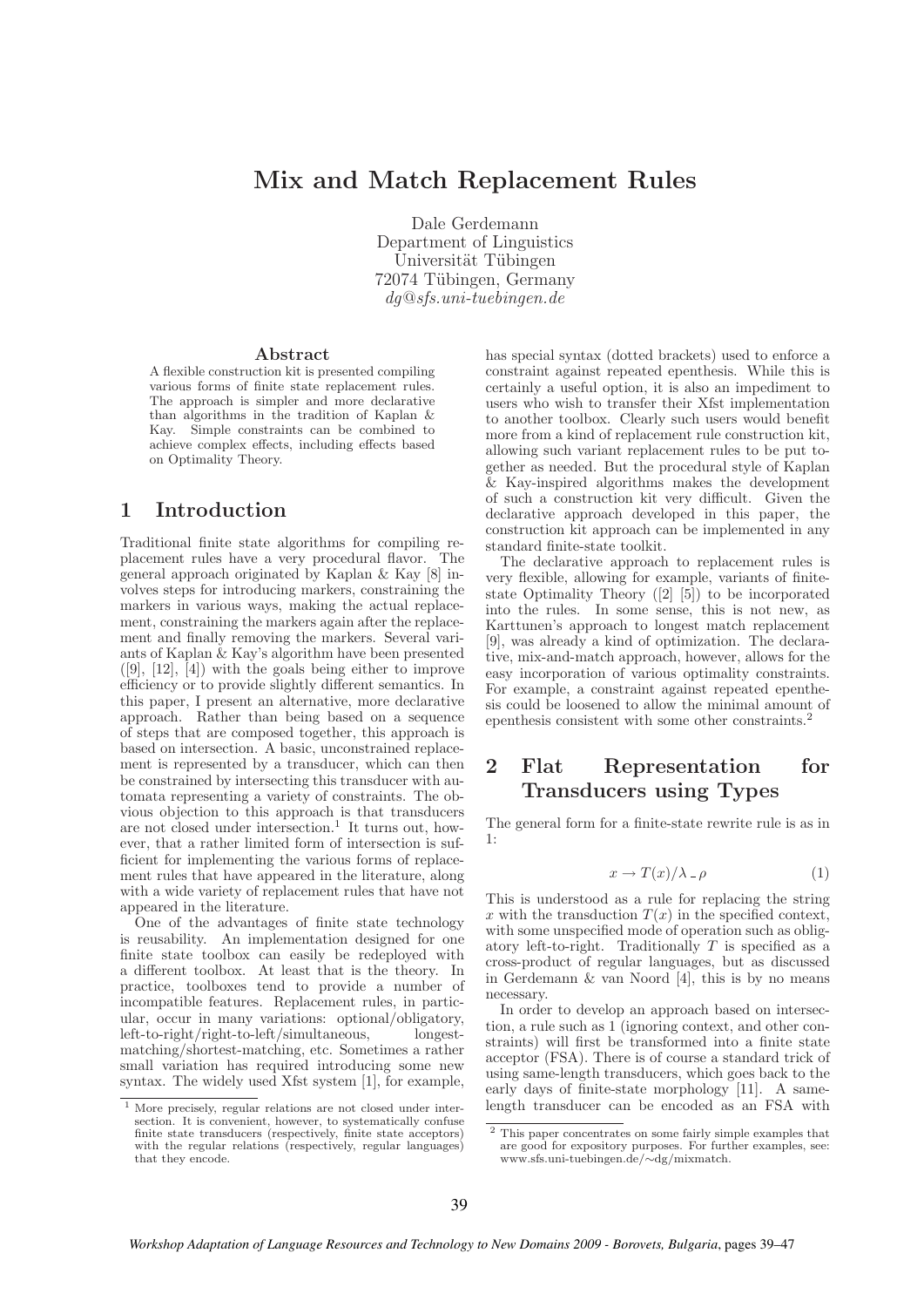# Mix and Match Replacement Rules

Dale Gerdemann
Department of Linguistics
Universität Tübingen
72074 Tübingen, Germany
*dg@sfs.uni-tuebingen.de*

### Abstract

A flexible construction kit is presented compiling various forms of finite state replacement rules. The approach is simpler and more declarative than algorithms in the tradition of Kaplan & Kay. Simple constraints can be combined to achieve complex effects, including effects based on Optimality Theory.

## 1 Introduction

Traditional finite state algorithms for compiling replacement rules have a very procedural flavor. The general approach originated by Kaplan & Kay [8] involves steps for introducing markers, constraining the markers in various ways, making the actual replacement, constraining the markers again after the replacement and finally removing the markers. Several variants of Kaplan & Kay's algorithm have been presented ([9], [12], [4]) with the goals being either to improve efficiency or to provide slightly different semantics. In this paper, I present an alternative, more declarative approach. Rather than being based on a sequence of steps that are composed together, this approach is based on intersection. A basic, unconstrained replacement is represented by a transducer, which can then be constrained by intersecting this transducer with automata representing a variety of constraints. The obvious objection to this approach is that transducers are not closed under intersection.[1] It turns out, however, that a rather limited form of intersection is sufficient for implementing the various forms of replacement rules that have appeared in the literature, along with a wide variety of replacement rules that have not appeared in the literature.

One of the advantages of finite state technology is reusability. An implementation designed for one finite state toolbox can easily be redeployed with a different toolbox. At least that is the theory. In practice, toolboxes tend to provide a number of incompatible features. Replacement rules, in particular, occur in many variations: optional/obligatory, left-to-right/right-to-left/simultaneous, longest-matching/shortest-matching, etc. Sometimes a rather small variation has required introducing some new syntax. The widely used Xfst system [1], for example, has special syntax (dotted brackets) used to enforce a constraint against repeated epenthesis. While this is certainly a useful option, it is also an impediment to users who wish to transfer their Xfst implementation to another toolbox. Clearly such users would benefit more from a kind of replacement rule construction kit, allowing such variant replacement rules to be put together as needed. But the procedural style of Kaplan & Kay-inspired algorithms makes the development of such a construction kit very difficult. Given the declarative approach developed in this paper, the construction kit approach can be implemented in any standard finite-state toolkit.

The declarative approach to replacement rules is very flexible, allowing for example, variants of finite-state Optimality Theory ([2] [5]) to be incorporated into the rules. In some sense, this is not new, as Karttunen's approach to longest match replacement [9], was already a kind of optimization. The declarative, mix-and-match approach, however, allows for the easy incorporation of various optimality constraints. For example, a constraint against repeated epenthesis could be loosened to allow the minimal amount of epenthesis consistent with some other constraints.[2]

## 2 Flat Representation for Transducers using Types

The general form for a finite-state rewrite rule is as in 1:

$$x \rightarrow T(x)/\lambda \_ \rho \tag{1}$$

This is understood as a rule for replacing the string $x$ with the transduction $T(x)$ in the specified context, with some unspecified mode of operation such as obligatory left-to-right. Traditionally $T$ is specified as a cross-product of regular languages, but as discussed in Gerdemann & van Noord [4], this is by no means necessary.

In order to develop an approach based on intersection, a rule such as 1 (ignoring context, and other constraints) will first be transformed into a finite state acceptor (FSA). There is of course a standard trick of using same-length transducers, which goes back to the early days of finite-state morphology [11]. A same-length transducer can be encoded as an FSA with

[1] More precisely, regular relations are not closed under intersection. It is convenient, however, to systematically confuse finite state transducers (respectively, finite state acceptors) with the regular relations (respectively, regular languages) that they encode.

[2] This paper concentrates on some fairly simple examples that are good for expository purposes. For further examples, see: www.sfs.uni-tuebingen.de/∼dg/mixmatch.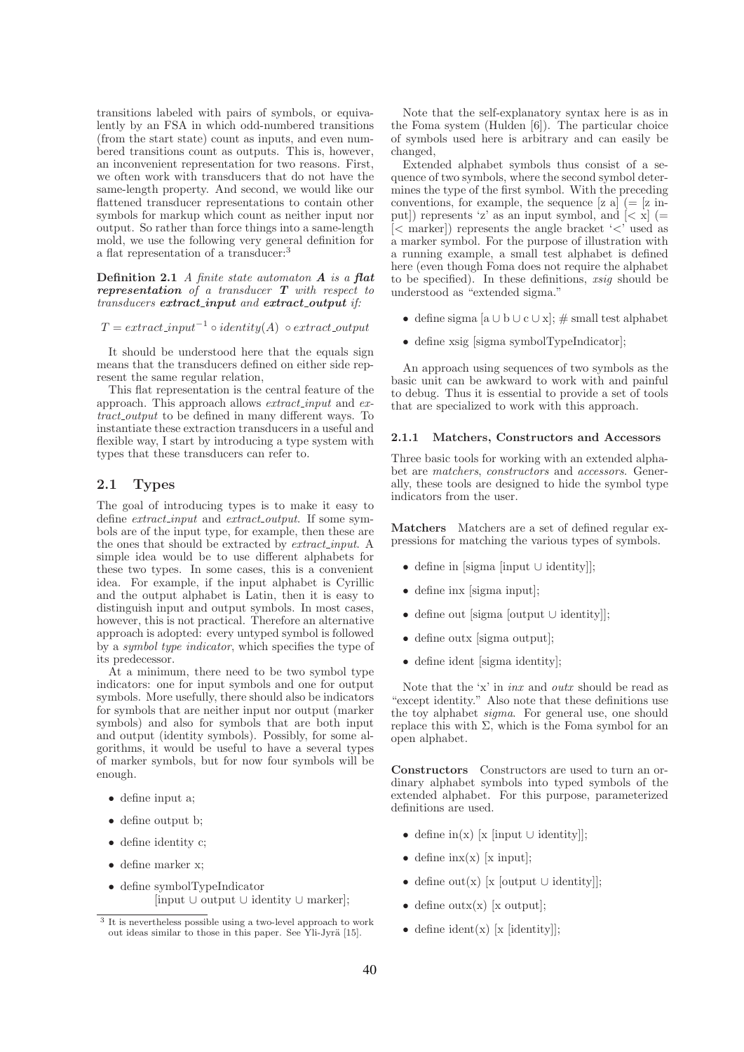transitions labeled with pairs of symbols, or equivalently by an FSA in which odd-numbered transitions (from the start state) count as inputs, and even numbered transitions count as outputs. This is, however, an inconvenient representation for two reasons. First, we often work with transducers that do not have the same-length property. And second, we would like our flattened transducer representations to contain other symbols for markup which count as neither input nor output. So rather than force things into a same-length mold, we use the following very general definition for a flat representation of a transducer:[3]

**Definition 2.1** *A finite state automaton* ***A*** *is a* ***flat representation*** *of a transducer* ***T*** *with respect to transducers* ***extract_input*** *and* ***extract_output*** *if:*

$$T = extract\_input^{-1} \circ identity(A) \circ extract\_output$$

It should be understood here that the equals sign means that the transducers defined on either side represent the same regular relation,

This flat representation is the central feature of the approach. This approach allows *extract_input* and *extract_output* to be defined in many different ways. To instantiate these extraction transducers in a useful and flexible way, I start by introducing a type system with types that these transducers can refer to.

## 2.1 Types

The goal of introducing types is to make it easy to define *extract_input* and *extract_output*. If some symbols are of the input type, for example, then these are the ones that should be extracted by *extract_input*. A simple idea would be to use different alphabets for these two types. In some cases, this is a convenient idea. For example, if the input alphabet is Cyrillic and the output alphabet is Latin, then it is easy to distinguish input and output symbols. In most cases, however, this is not practical. Therefore an alternative approach is adopted: every untyped symbol is followed by a *symbol type indicator*, which specifies the type of its predecessor.

At a minimum, there need to be two symbol type indicators: one for input symbols and one for output symbols. More usefully, there should also be indicators for symbols that are neither input nor output (marker symbols) and also for symbols that are both input and output (identity symbols). Possibly, for some algorithms, it would be useful to have a several types of marker symbols, but for now four symbols will be enough.

- define input a;
- define output b;
- define identity c;
- define marker x;
- define symbolTypeIndicator [input ∪ output ∪ identity ∪ marker];

[3] It is nevertheless possible using a two-level approach to work out ideas similar to those in this paper. See Yli-Jyrä [15].

Note that the self-explanatory syntax here is as in the Foma system (Hulden [6]). The particular choice of symbols used here is arbitrary and can easily be changed,

Extended alphabet symbols thus consist of a sequence of two symbols, where the second symbol determines the type of the first symbol. With the preceding conventions, for example, the sequence [z a] (= [z input]) represents 'z' as an input symbol, and [< x] (= [< marker]) represents the angle bracket '<' used as a marker symbol. For the purpose of illustration with a running example, a small test alphabet is defined here (even though Foma does not require the alphabet to be specified). In these definitions, *xsig* should be understood as "extended sigma."

- define sigma [a ∪ b ∪ c ∪ x]; # small test alphabet
- define xsig [sigma symbolTypeIndicator];

An approach using sequences of two symbols as the basic unit can be awkward to work with and painful to debug. Thus it is essential to provide a set of tools that are specialized to work with this approach.

### 2.1.1 Matchers, Constructors and Accessors

Three basic tools for working with an extended alphabet are *matchers*, *constructors* and *accessors*. Generally, these tools are designed to hide the symbol type indicators from the user.

**Matchers** Matchers are a set of defined regular expressions for matching the various types of symbols.

- define in [sigma [input ∪ identity]];
- define inx [sigma input];
- define out [sigma [output ∪ identity]];
- define outx [sigma output];
- define ident [sigma identity];

Note that the 'x' in *inx* and *outx* should be read as "except identity." Also note that these definitions use the toy alphabet *sigma*. For general use, one should replace this with Σ, which is the Foma symbol for an open alphabet.

**Constructors** Constructors are used to turn an ordinary alphabet symbols into typed symbols of the extended alphabet. For this purpose, parameterized definitions are used.

- define in(x) [x [input ∪ identity]];
- define inx(x) [x input];
- define out(x) [x [output ∪ identity]];
- define outx(x) [x output];
- define ident(x) [x [identity]];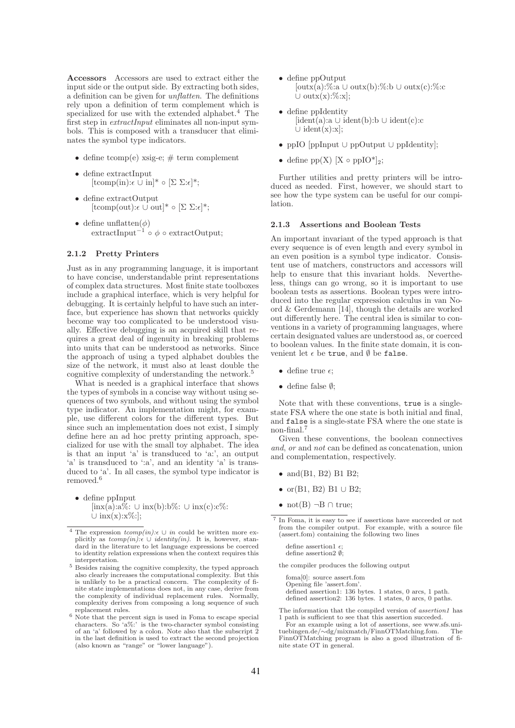**Accessors** Accessors are used to extract either the input side or the output side. By extracting both sides, a definition can be given for *unflatten*. The definitions rely upon a definition of term complement which is specialized for use with the extended alphabet.[4] The first step in *extractInput* eliminates all non-input symbols. This is composed with a transducer that eliminates the symbol type indicators.

- define tcomp(e) xsig-e; # term complement
- define extractInput
  [tcomp(in):$\epsilon$ $\cup$ in]* $\circ$ [$\Sigma$ $\Sigma$:$\epsilon$]*;
- define extractOutput
  [tcomp(out):$\epsilon$ $\cup$ out]* $\circ$ [$\Sigma$ $\Sigma$:$\epsilon$]*;
- define unflatten($\phi$)
  extractInput$^{-1}$ $\circ$ $\phi$ $\circ$ extractOutput;

### 2.1.2 Pretty Printers

Just as in any programming language, it is important to have concise, understandable print representations of complex data structures. Most finite state toolboxes include a graphical interface, which is very helpful for debugging. It is certainly helpful to have such an interface, but experience has shown that networks quickly become way too complicated to be understood visually. Effective debugging is an acquired skill that requires a great deal of ingenuity in breaking problems into units that can be understood as networks. Since the approach of using a typed alphabet doubles the size of the network, it must also at least double the cognitive complexity of understanding the network.[5]

What is needed is a graphical interface that shows the types of symbols in a concise way without using sequences of two symbols, and without using the symbol type indicator. An implementation might, for example, use different colors for the different types. But since such an implementation does not exist, I simply define here an ad hoc pretty printing approach, specialized for use with the small toy alphabet. The idea is that an input 'a' is transduced to 'a:', an output 'a' is transduced to ':a', and an identity 'a' is transduced to 'a'. In all cases, the symbol type indicator is removed.[6]

- define ppInput
  [inx(a):a%: $\cup$ inx(b):b%: $\cup$ inx(c):c%:
  $\cup$ inx(x):x%:];
- define ppOutput
  [outx(a):%:a $\cup$ outx(b):%:b $\cup$ outx(c):%:c
  $\cup$ outx(x):%:x];
- define ppIdentity
  [ident(a):a $\cup$ ident(b):b $\cup$ ident(c):c
  $\cup$ ident(x):x];
- ppIO [ppInput $\cup$ ppOutput $\cup$ ppIdentity];
- define pp(X) $[X \circ \text{ppIO}^*]_2$;

Further utilities and pretty printers will be introduced as needed. First, however, we should start to see how the type system can be useful for our compilation.

### 2.1.3 Assertions and Boolean Tests

An important invariant of the typed approach is that every sequence is of even length and every symbol in an even position is a symbol type indicator. Consistent use of matchers, constructors and accessors will help to ensure that this invariant holds. Nevertheless, things can go wrong, so it is important to use boolean tests as assertions. Boolean types were introduced into the regular expression calculus in van Noord & Gerdemann [14], though the details are worked out differently here. The central idea is similar to conventions in a variety of programming languages, where certain designated values are understood as, or coerced to boolean values. In the finite state domain, it is convenient let $\epsilon$ be `true`, and $\emptyset$ be `false`.

- define true $\epsilon$;
- define false $\emptyset$;

Note that with these conventions, `true` is a single-state FSA where the one state is both initial and final, and `false` is a single-state FSA where the one state is non-final.[7]

Given these conventions, the boolean connectives *and*, *or* and *not* can be defined as concatenation, union and complementation, respectively.

- and(B1, B2) B1 B2;
- or(B1, B2) B1 $\cup$ B2;
- not(B) $\neg$B $\cap$ true;

---

[4] The expression *tcomp(in)*:$\epsilon$ $\cup$ *in* could be written more explicitly as *tcomp(in)*:$\epsilon$ $\cup$ *identity(in)*. It is, however, standard in the literature to let language expressions be coerced to identity relation expressions when the context requires this interpretation.

[5] Besides raising the cognitive complexity, the typed approach also clearly increases the computational complexity. But this is unlikely to be a practical concern. The complexity of finite state implementations does not, in any case, derive from the complexity of individual replacement rules. Normally, complexity derives from composing a long sequence of such replacement rules.

[6] Note that the percent sign is used in Foma to escape special characters. So 'a%:' is the two-character symbol consisting of an 'a' followed by a colon. Note also that the subscript 2 in the last definition is used to extract the second projection (also known as "range" or "lower language").

[7] In Foma, it is easy to see if assertions have succeeded or not from the compiler output. For example, with a source file (assert.fom) containing the following two lines

```
define assertion1 ε;
define assertion2 ∅;
```

the compiler produces the following output

```
foma[0]: source assert.fom
Opening file 'assert.fom'.
defined assertion1: 136 bytes. 1 states, 0 arcs, 1 path.
defined assertion2: 136 bytes. 1 states, 0 arcs, 0 paths.
```

The information that the compiled version of *assertion1* has 1 path is sufficient to see that this assertion succeeded.

For an example using a lot of assertions, see www.sfs.uni-tuebingen.de/~dg/mixmatch/FinnOTMatching.fom. The FinnOTMatching program is also a good illustration of finite state OT in general.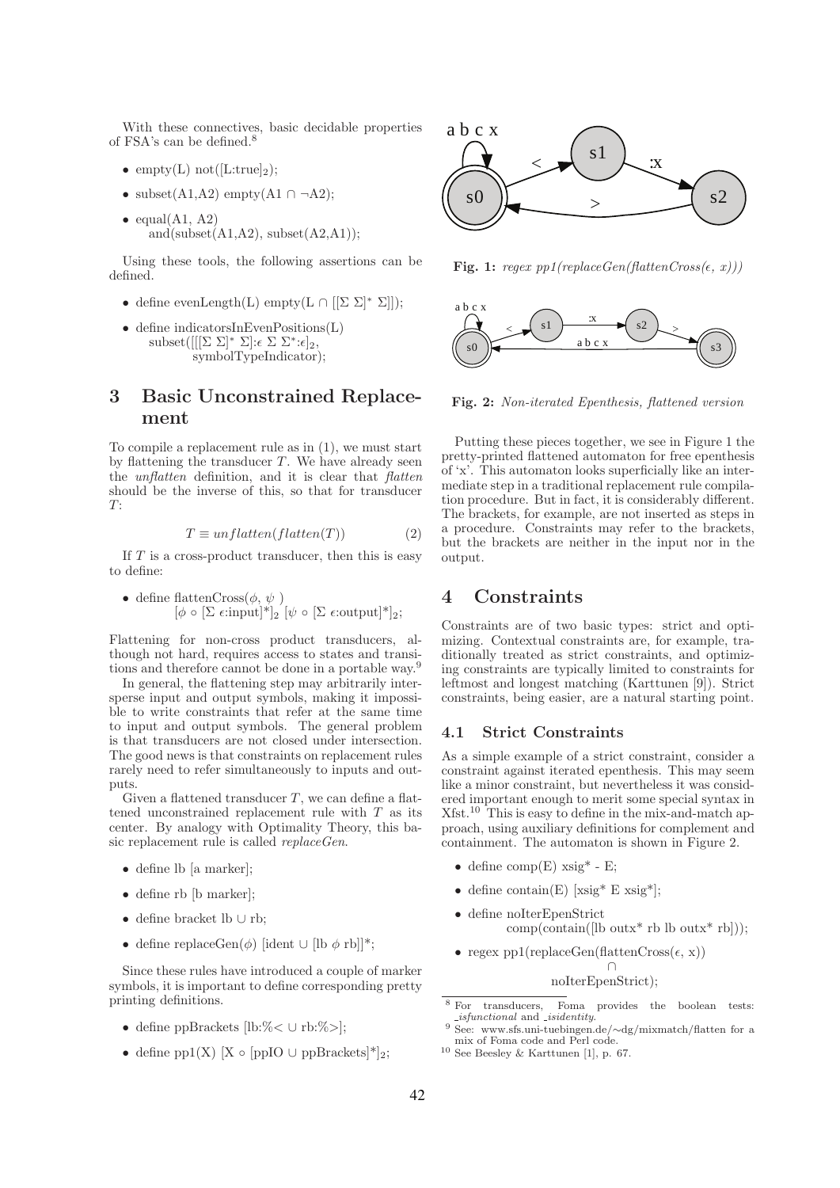With these connectives, basic decidable properties of FSA's can be defined.[8]

- empty(L) not([L:true]$_2$);
- subset(A1,A2) empty(A1 $\cap$ $\neg$A2);
- equal(A1, A2)
  and(subset(A1,A2), subset(A2,A1));

Using these tools, the following assertions can be defined.

- define evenLength(L) empty(L $\cap$ [[$\Sigma$ $\Sigma$]$^*$ $\Sigma$]]);
- define indicatorsInEvenPositions(L)
  subset([[[$\Sigma$ $\Sigma$]$^*$ $\Sigma$]:$\epsilon$ $\Sigma$ $\Sigma^*$:$\epsilon$]$_2$,
  symbolTypeIndicator);

## 3 Basic Unconstrained Replacement

To compile a replacement rule as in (1), we must start by flattening the transducer $T$. We have already seen the *unflatten* definition, and it is clear that *flatten* should be the inverse of this, so that for transducer $T$:

$$T \equiv unflatten(flatten(T)) \quad (2)$$

If $T$ is a cross-product transducer, then this is easy to define:

- define flattenCross($\phi$, $\psi$ )
  [$\phi$ $\circ$ [$\Sigma$ $\epsilon$:input]$^*$]$_2$ [$\psi$ $\circ$ [$\Sigma$ $\epsilon$:output]$^*$]$_2$;

Flattening for non-cross product transducers, although not hard, requires access to states and transitions and therefore cannot be done in a portable way.[9]

In general, the flattening step may arbitrarily intersperse input and output symbols, making it impossible to write constraints that refer at the same time to input and output symbols. The general problem is that transducers are not closed under intersection. The good news is that constraints on replacement rules rarely need to refer simultaneously to inputs and outputs.

Given a flattened transducer $T$, we can define a flattened unconstrained replacement rule with $T$ as its center. By analogy with Optimality Theory, this basic replacement rule is called *replaceGen*.

- define lb [a marker];
- define rb [b marker];
- define bracket lb $\cup$ rb;
- define replaceGen($\phi$) [ident $\cup$ [lb $\phi$ rb]]*;

Since these rules have introduced a couple of marker symbols, it is important to define corresponding pretty printing definitions.

- define ppBrackets [lb:%< $\cup$ rb:%>];
- define pp1(X) [X $\circ$ [ppIO $\cup$ ppBrackets]*]$_2$;

**Fig. 1:** *regex pp1(replaceGen(flattenCross($\epsilon$, x)))*

**Fig. 2:** *Non-iterated Epenthesis, flattened version*

Putting these pieces together, we see in Figure 1 the pretty-printed flattened automaton for free epenthesis of 'x'. This automaton looks superficially like an intermediate step in a traditional replacement rule compilation procedure. But in fact, it is considerably different. The brackets, for example, are not inserted as steps in a procedure. Constraints may refer to the brackets, but the brackets are neither in the input nor in the output.

## 4 Constraints

Constraints are of two basic types: strict and optimizing. Contextual constraints are, for example, traditionally treated as strict constraints, and optimizing constraints are typically limited to constraints for leftmost and longest matching (Karttunen [9]). Strict constraints, being easier, are a natural starting point.

### 4.1 Strict Constraints

As a simple example of a strict constraint, consider a constraint against iterated epenthesis. This may seem like a minor constraint, but nevertheless it was considered important enough to merit some special syntax in Xfst.[10] This is easy to define in the mix-and-match approach, using auxiliary definitions for complement and containment. The automaton is shown in Figure 2.

- define comp(E) xsig* - E;
- define contain(E) [xsig* E xsig*];
- define noIterEpenStrict
  comp(contain([lb outx* rb lb outx* rb]));
- regex pp1(replaceGen(flattenCross($\epsilon$, x))
  $\cap$
  noIterEpenStrict);

[8] For transducers, Foma provides the boolean tests: _isfunctional and _isidentity.

[9] See: www.sfs.uni-tuebingen.de/∼dg/mixmatch/flatten for a mix of Foma code and Perl code.

[10] See Beesley & Karttunen [1], p. 67.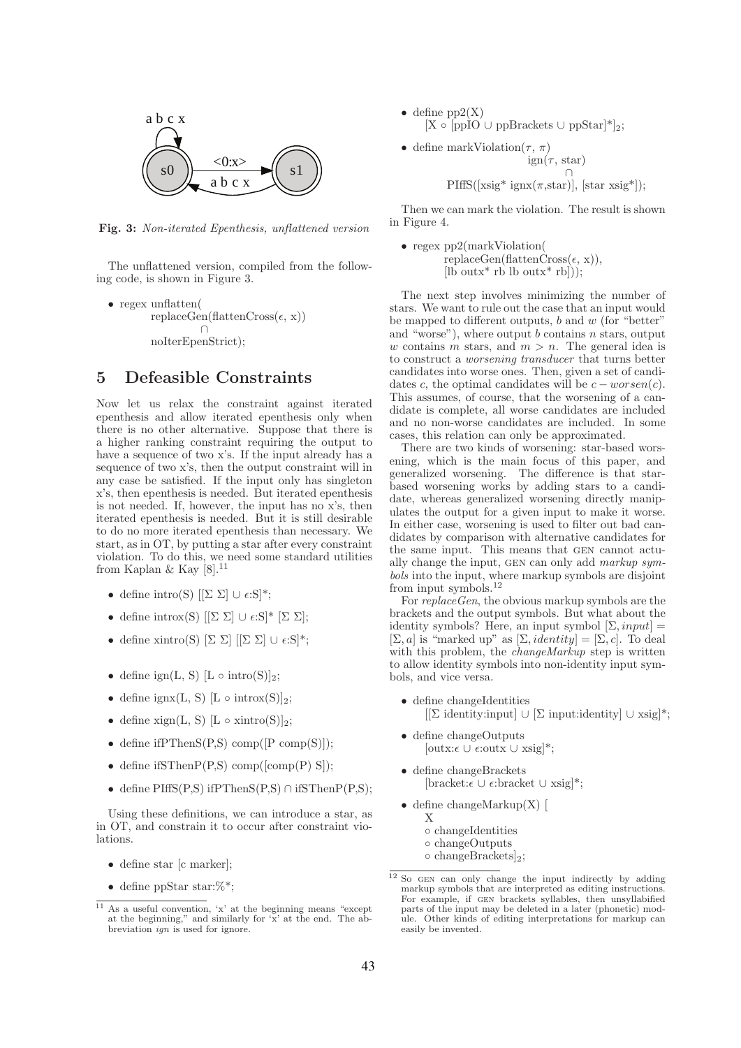Fig. 3: *Non-iterated Epenthesis, unflattened version*

The unflattened version, compiled from the following code, is shown in Figure 3.

- regex unflatten(
  replaceGen(flattenCross(ε, x))
  ∩
  noIterEpenStrict);

## 5 Defeasible Constraints

Now let us relax the constraint against iterated epenthesis and allow iterated epenthesis only when there is no other alternative. Suppose that there is a higher ranking constraint requiring the output to have a sequence of two x's. If the input already has a sequence of two x's, then the output constraint will in any case be satisfied. If the input only has singleton x's, then epenthesis is needed. But iterated epenthesis is not needed. If, however, the input has no x's, then iterated epenthesis is needed. But it is still desirable to do no more iterated epenthesis than necessary. We start, as in OT, by putting a star after every constraint violation. To do this, we need some standard utilities from Kaplan & Kay [8].[11]

- define intro(S) [[Σ Σ] ∪ ε:S]*;
- define introx(S) [[Σ Σ] ∪ ε:S]* [Σ Σ];
- define xintro(S) [Σ Σ] [[Σ Σ] ∪ ε:S]*;
- define ign(L, S) [L ∘ intro(S)]$_2$;
- define ignx(L, S) [L ∘ introx(S)]$_2$;
- define xign(L, S) [L ∘ xintro(S)]$_2$;
- define ifPThenS(P,S) comp([P comp(S)]);
- define ifSThenP(P,S) comp([comp(P) S]);
- define PIffS(P,S) ifPThenS(P,S) ∩ ifSThenP(P,S);

Using these definitions, we can introduce a star, as in OT, and constrain it to occur after constraint violations.

- define star [c marker];
- define ppStar star:%*;
- define pp2(X)
  [X ∘ [ppIO ∪ ppBrackets ∪ ppStar]*]$_2$;
- define markViolation(τ, π)
  ign(τ, star)
  ∩
  PIffS([xsig* ignx(π,star)], [star xsig*]);

Then we can mark the violation. The result is shown in Figure 4.

- regex pp2(markViolation(
  replaceGen(flattenCross(ε, x)),
  [lb outx* rb lb outx* rb]));

The next step involves minimizing the number of stars. We want to rule out the case that an input would be mapped to different outputs, $b$ and $w$ (for "better" and "worse"), where output $b$ contains $n$ stars, output $w$ contains $m$ stars, and $m > n$. The general idea is to construct a *worsening transducer* that turns better candidates into worse ones. Then, given a set of candidates $c$, the optimal candidates will be $c - worsen(c)$. This assumes, of course, that the worsening of a candidate is complete, all worse candidates are included and no non-worse candidates are included. In some cases, this relation can only be approximated.

There are two kinds of worsening: star-based worsening, which is the main focus of this paper, and generalized worsening. The difference is that star-based worsening works by adding stars to a candidate, whereas generalized worsening directly manipulates the output for a given input to make it worse. In either case, worsening is used to filter out bad candidates by comparison with alternative candidates for the same input. This means that GEN cannot actually change the input, GEN can only add *markup symbols* into the input, where markup symbols are disjoint from input symbols.[12]

For *replaceGen*, the obvious markup symbols are the brackets and the output symbols. But what about the identity symbols? Here, an input symbol $[\Sigma, input] = [\Sigma, a]$ is "marked up" as $[\Sigma, identity] = [\Sigma, c]$. To deal with this problem, the *changeMarkup* step is written to allow identity symbols into non-identity input symbols, and vice versa.

- define changeIdentities
  [[Σ identity:input] ∪ [Σ input:identity] ∪ xsig]*;
- define changeOutputs
  [outx:ε ∪ ε:outx ∪ xsig]*;
- define changeBrackets
  [bracket:ε ∪ ε:bracket ∪ xsig]*;
- define changeMarkup(X) [
  X
  ∘ changeIdentities
  ∘ changeOutputs
  ∘ changeBrackets]$_2$;

[11] As a useful convention, 'x' at the beginning means "except at the beginning," and similarly for 'x' at the end. The abbreviation *ign* is used for ignore.

[12] So GEN can only change the input indirectly by adding markup symbols that are interpreted as editing instructions. For example, if GEN brackets syllables, then unsyllabified parts of the input may be deleted in a later (phonetic) module. Other kinds of editing interpretations for markup can easily be invented.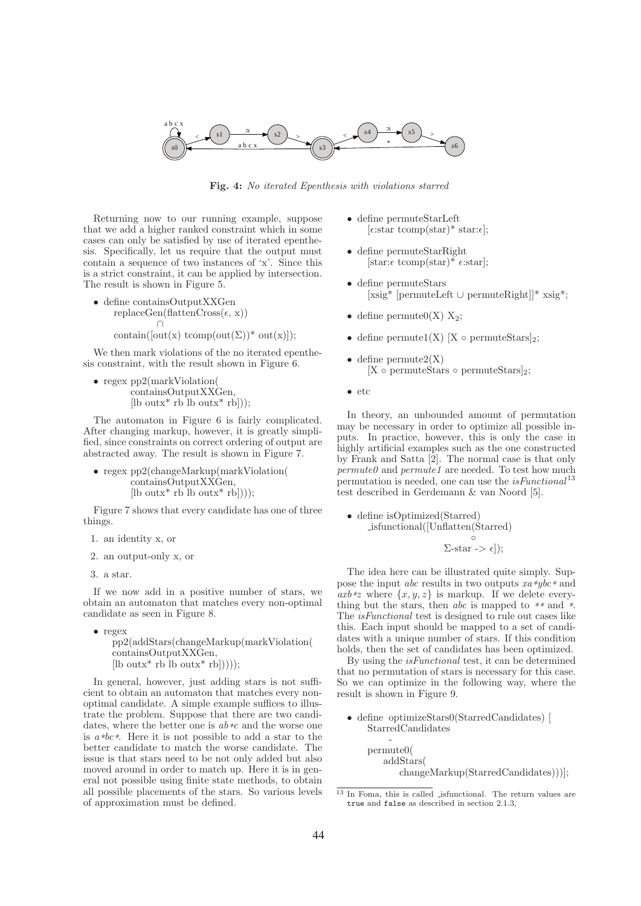**Fig. 4:** *No iterated Epenthesis with violations starred*

Returning now to our running example, suppose that we add a higher ranked constraint which in some cases can only be satisfied by use of iterated epenthesis. Specifically, let us require that the output must contain a sequence of two instances of 'x'. Since this is a strict constraint, it can be applied by intersection. The result is shown in Figure 5.

- define containsOutputXXGen
  replaceGen(flattenCross(ε, x))
  ∩
  contain([out(x) tcomp(out(Σ))* out(x)]);

We then mark violations of the no iterated epenthesis constraint, with the result shown in Figure 6.

- regex pp2(markViolation(
  containsOutputXXGen,
  [lb outx* rb lb outx* rb]));

The automaton in Figure 6 is fairly complicated. After changing markup, however, it is greatly simplified, since constraints on correct ordering of output are abstracted away. The result is shown in Figure 7.

- regex pp2(changeMarkup(markViolation(
  containsOutputXXGen,
  [lb outx* rb lb outx* rb])));

Figure 7 shows that every candidate has one of three things.

1. an identity x, or
2. an output-only x, or
3. a star.

If we now add in a positive number of stars, we obtain an automaton that matches every non-optimal candidate as seen in Figure 8.

- regex
  pp2(addStars(changeMarkup(markViolation(
  containsOutputXXGen,
  [lb outx* rb lb outx* rb]))));

In general, however, just adding stars is not sufficient to obtain an automaton that matches every non-optimal candidate. A simple example suffices to illustrate the problem. Suppose that there are two candidates, where the better one is *ab\*c* and the worse one is *a\*bc\**. Here it is not possible to add a star to the better candidate to match the worse candidate. The issue is that stars need to be not only added but also moved around in order to match up. Here it is in general not possible using finite state methods, to obtain all possible placements of the stars. So various levels of approximation must be defined.

- define permuteStarLeft
  [ε:star tcomp(star)* star:ε];
- define permuteStarRight
  [star:ε tcomp(star)* ε:star];
- define permuteStars
  [xsig* [permuteLeft ∪ permuteRight]]* xsig*;
- define permute0(X) $X_2$;
- define permute1(X) $[X \circ \text{permuteStars}]_2$;
- define permute2(X)
  $[X \circ \text{permuteStars} \circ \text{permuteStars}]_2$;
- etc

In theory, an unbounded amount of permutation may be necessary in order to optimize all possible inputs. In practice, however, this is only the case in highly artificial examples such as the one constructed by Frank and Satta [2]. The normal case is that only *permute0* and *permute1* are needed. To test how much permutation is needed, one can use the *isFunctional*[13] test described in Gerdemann & van Noord [5].

- define isOptimized(Starred)
  _isfunctional([Unflatten(Starred)
  ∘
  Σ-star -> ε]);

The idea here can be illustrated quite simply. Suppose the input *abc* results in two outputs *xa\*ybc\** and *axb\*z* where {*x, y, z*} is markup. If we delete everything but the stars, then *abc* is mapped to *\*\** and *\**. The *isFunctional* test is designed to rule out cases like this. Each input should be mapped to a set of candidates with a unique number of stars. If this condition holds, then the set of candidates has been optimized.

By using the *isFunctional* test, it can be determined that no permutation of stars is necessary for this case. So we can optimize in the following way, where the result is shown in Figure 9.

- define optimizeStars0(StarredCandidates) [
  StarredCandidates
  -
  permute0(
  addStars(
  changeMarkup(StarredCandidates)))];

[13] In Foma, this is called _isfunctional. The return values are `true` and `false` as described in section 2.1.3,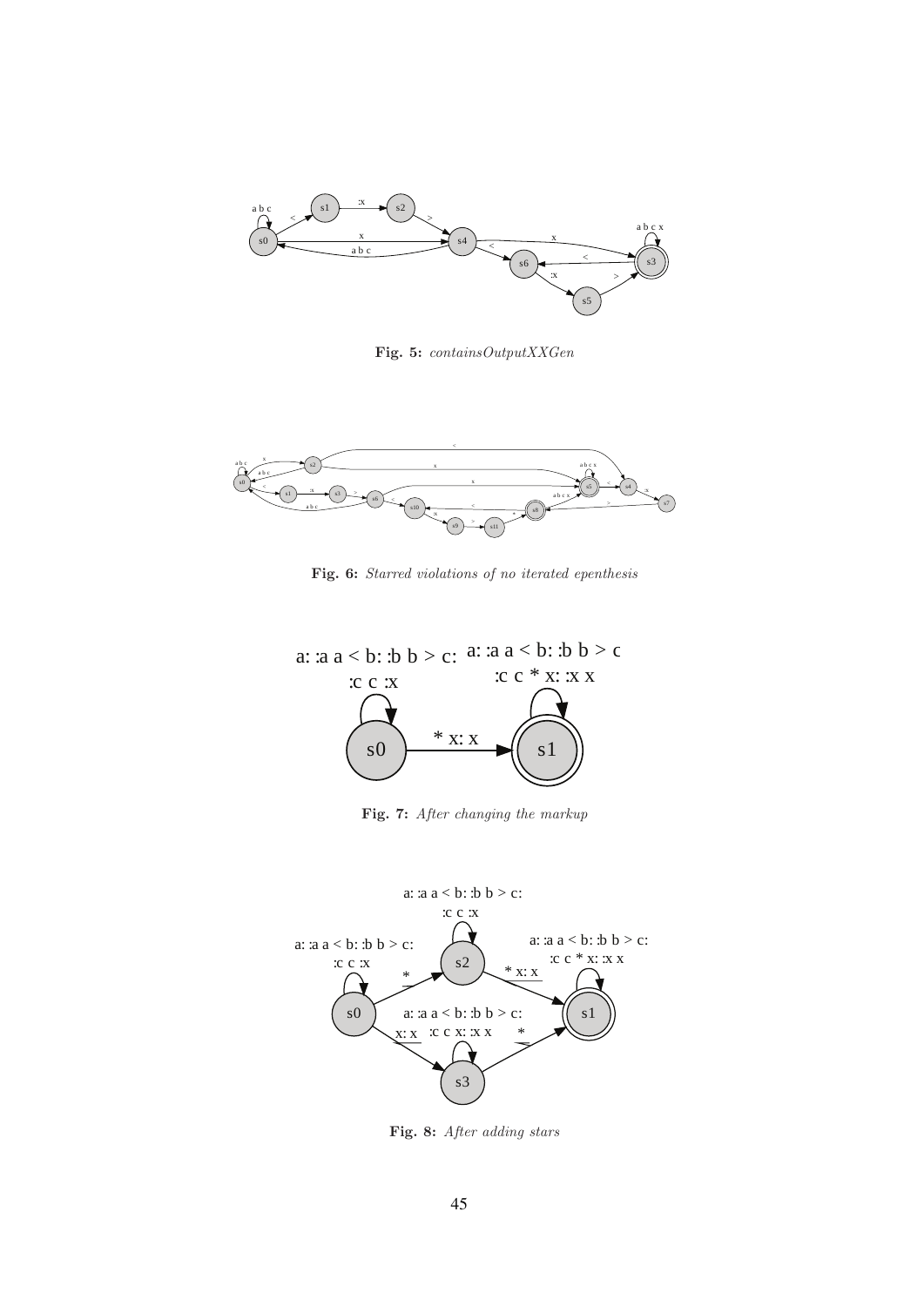**Fig. 5:** *containsOutputXXGen*

**Fig. 6:** *Starred violations of no iterated epenthesis*

**Fig. 7:** *After changing the markup*

**Fig. 8:** *After adding stars*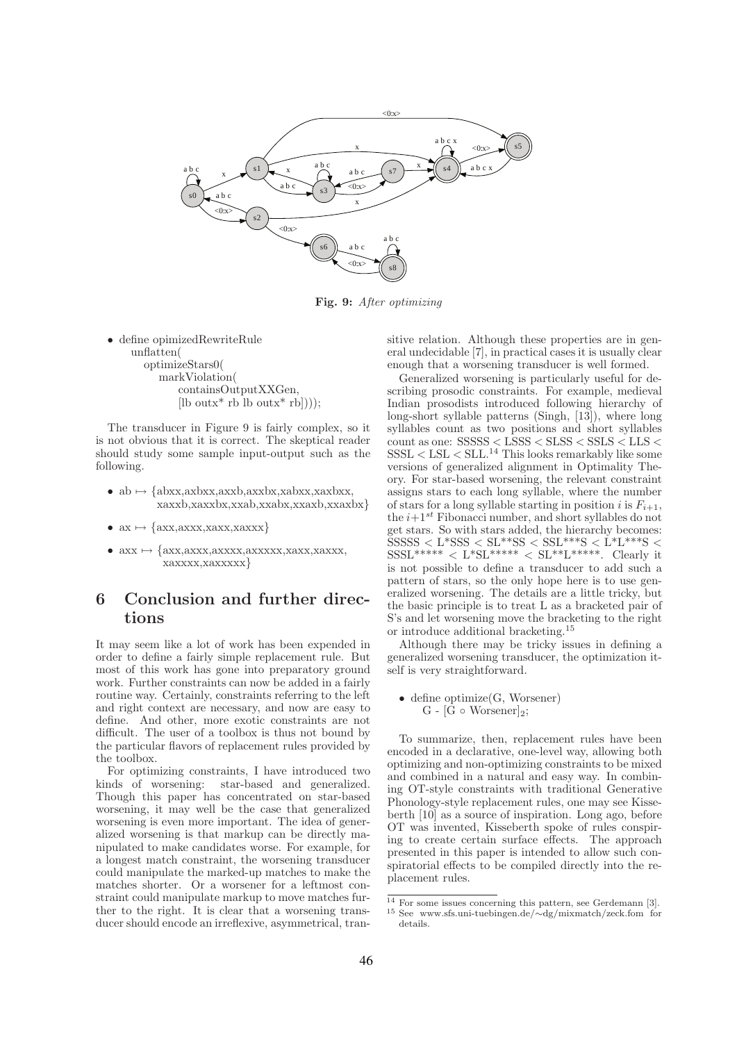**Fig. 9:** *After optimizing*

```
define opimizedRewriteRule
    unflatten(
        optimizeStars0(
            markViolation(
                containsOutputXXGen,
                [lb outx* rb lb outx* rb])));
```

The transducer in Figure 9 is fairly complex, so it is not obvious that it is correct. The skeptical reader should study some sample input-output such as the following.

- ab ↦ {abxx,axbxx,axxb,axxbx,xabxx,xaxbxx, xaxxb,xaxxbx,xxab,xxabx,xxaxb,xxaxbx}
- ax ↦ {axx,axxx,xaxx,xaxxx}
- axx ↦ {axx,axxx,axxxx,axxxxx,xaxx,xaxxx, xaxxxx,xaxxxxx}

# 6 Conclusion and further directions

It may seem like a lot of work has been expended in order to define a fairly simple replacement rule. But most of this work has gone into preparatory ground work. Further constraints can now be added in a fairly routine way. Certainly, constraints referring to the left and right context are necessary, and now are easy to define. And other, more exotic constraints are not difficult. The user of a toolbox is thus not bound by the particular flavors of replacement rules provided by the toolbox.

For optimizing constraints, I have introduced two kinds of worsening: star-based and generalized. Though this paper has concentrated on star-based worsening, it may well be the case that generalized worsening is even more important. The idea of generalized worsening is that markup can be directly manipulated to make candidates worse. For example, for a longest match constraint, the worsening transducer could manipulate the marked-up matches to make the matches shorter. Or a worsener for a leftmost constraint could manipulate markup to move matches further to the right. It is clear that a worsening transducer should encode an irreflexive, asymmetrical, transitive relation. Although these properties are in general undecidable [7], in practical cases it is usually clear enough that a worsening transducer is well formed.

Generalized worsening is particularly useful for describing prosodic constraints. For example, medieval Indian prosodists introduced following hierarchy of long-short syllable patterns (Singh, [13]), where long syllables count as two positions and short syllables count as one: SSSSS < LSSS < SLSS < SSLS < LLS < SSSL < LSL < SLL.[14] This looks remarkably like some versions of generalized alignment in Optimality Theory. For star-based worsening, the relevant constraint assigns stars to each long syllable, where the number of stars for a long syllable starting in position $i$ is $F_{i+1}$, the $i+1^{st}$ Fibonacci number, and short syllables do not get stars. So with stars added, the hierarchy becomes: SSSSS < L*SSS < SL**SS < SSL***S < L*L***S < SSSL***** < L*SL***** < SL**L*****. Clearly it is not possible to define a transducer to add such a pattern of stars, so the only hope here is to use generalized worsening. The details are a little tricky, but the basic principle is to treat L as a bracketed pair of S's and let worsening move the bracketing to the right or introduce additional bracketing.[15]

Although there may be tricky issues in defining a generalized worsening transducer, the optimization itself is very straightforward.

```
define optimize(G, Worsener)
    G - [G ∘ Worsener]_2;
```

To summarize, then, replacement rules have been encoded in a declarative, one-level way, allowing both optimizing and non-optimizing constraints to be mixed and combined in a natural and easy way. In combining OT-style constraints with traditional Generative Phonology-style replacement rules, one may see Kisseberth [10] as a source of inspiration. Long ago, before OT was invented, Kisseberth spoke of rules conspiring to create certain surface effects. The approach presented in this paper is intended to allow such conspiratorial effects to be compiled directly into the replacement rules.

---

[14] For some issues concerning this pattern, see Gerdemann [3].

[15] See www.sfs.uni-tuebingen.de/∼dg/mixmatch/zeck.fom for details.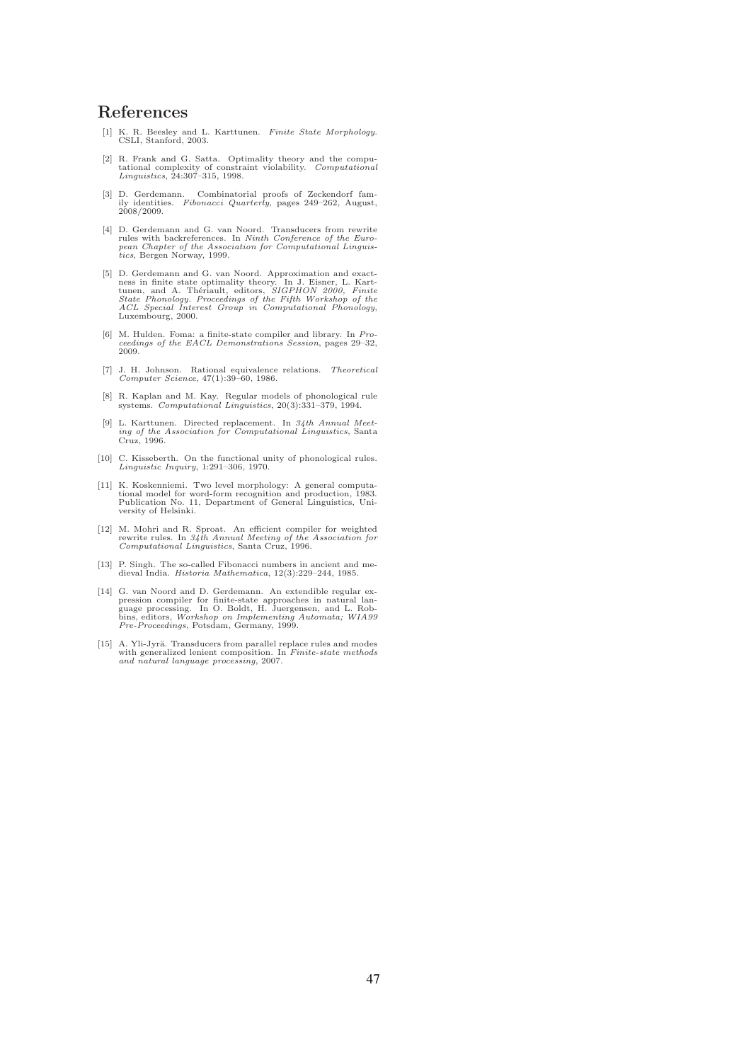## References

[1] K. R. Beesley and L. Karttunen. *Finite State Morphology*. CSLI, Stanford, 2003.

[2] R. Frank and G. Satta. Optimality theory and the computational complexity of constraint violability. *Computational Linguistics*, 24:307–315, 1998.

[3] D. Gerdemann. Combinatorial proofs of Zeckendorf family identities. *Fibonacci Quarterly*, pages 249–262, August, 2008/2009.

[4] D. Gerdemann and G. van Noord. Transducers from rewrite rules with backreferences. In *Ninth Conference of the European Chapter of the Association for Computational Linguistics*, Bergen Norway, 1999.

[5] D. Gerdemann and G. van Noord. Approximation and exactness in finite state optimality theory. In J. Eisner, L. Karttunen, and A. Thériault, editors, *SIGPHON 2000, Finite State Phonology. Proceedings of the Fifth Workshop of the ACL Special Interest Group in Computational Phonology*, Luxembourg, 2000.

[6] M. Hulden. Foma: a finite-state compiler and library. In *Proceedings of the EACL Demonstrations Session*, pages 29–32, 2009.

[7] J. H. Johnson. Rational equivalence relations. *Theoretical Computer Science*, 47(1):39–60, 1986.

[8] R. Kaplan and M. Kay. Regular models of phonological rule systems. *Computational Linguistics*, 20(3):331–379, 1994.

[9] L. Karttunen. Directed replacement. In *34th Annual Meeting of the Association for Computational Linguistics*, Santa Cruz, 1996.

[10] C. Kisseberth. On the functional unity of phonological rules. *Linguistic Inquiry*, 1:291–306, 1970.

[11] K. Koskenniemi. Two level morphology: A general computational model for word-form recognition and production, 1983. Publication No. 11, Department of General Linguistics, University of Helsinki.

[12] M. Mohri and R. Sproat. An efficient compiler for weighted rewrite rules. In *34th Annual Meeting of the Association for Computational Linguistics*, Santa Cruz, 1996.

[13] P. Singh. The so-called Fibonacci numbers in ancient and medieval India. *Historia Mathematica*, 12(3):229–244, 1985.

[14] G. van Noord and D. Gerdemann. An extendible regular expression compiler for finite-state approaches in natural language processing. In O. Boldt, H. Juergensen, and L. Robbins, editors, *Workshop on Implementing Automata; WIA99 Pre-Proceedings*, Potsdam, Germany, 1999.

[15] A. Yli-Jyrä. Transducers from parallel replace rules and modes with generalized lenient composition. In *Finite-state methods and natural language processing*, 2007.